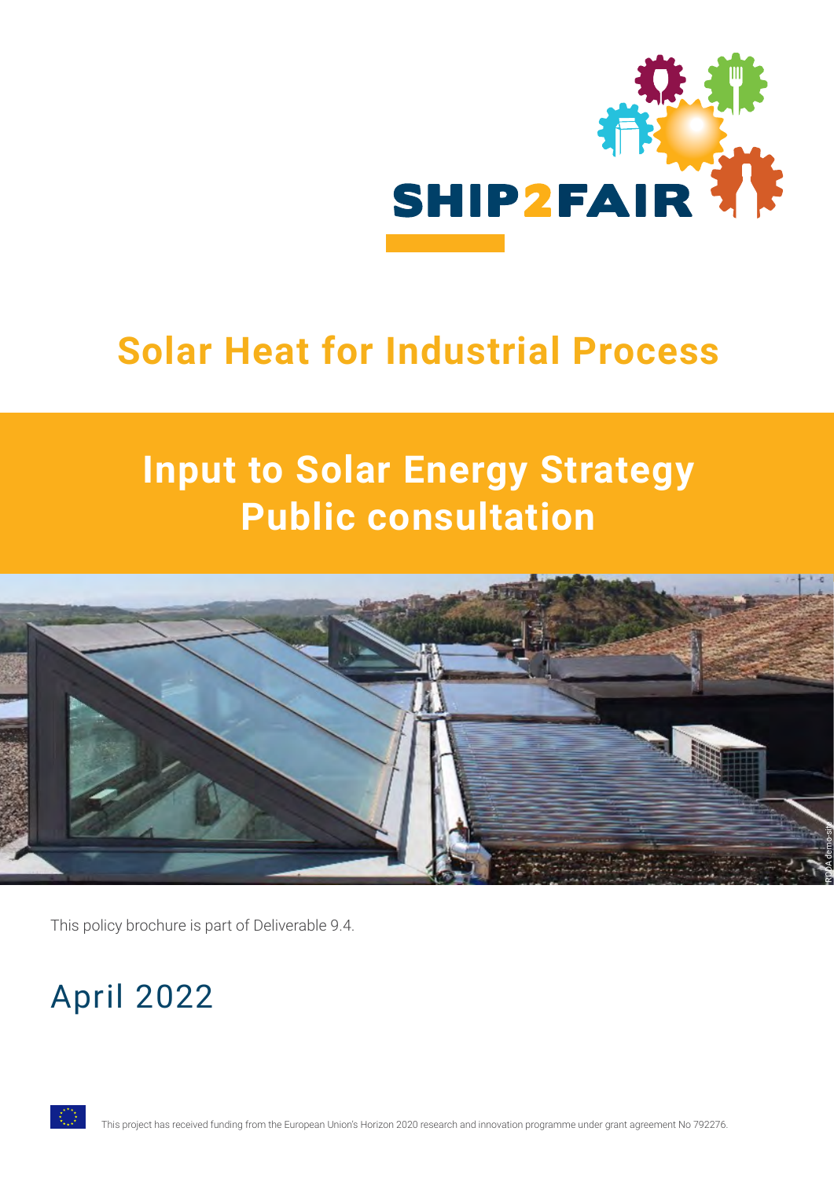SHIP2FAIR

# Solar Heat for Industrial Process

## Input to Solar Energy Strategy Public consultation

RODA demo-site

This policy brochure is part of Deliverable 9.4.

April 2022

This project has received funding from the European Union's Horizon 2020 research and innovation programme under grant agreement No 792276.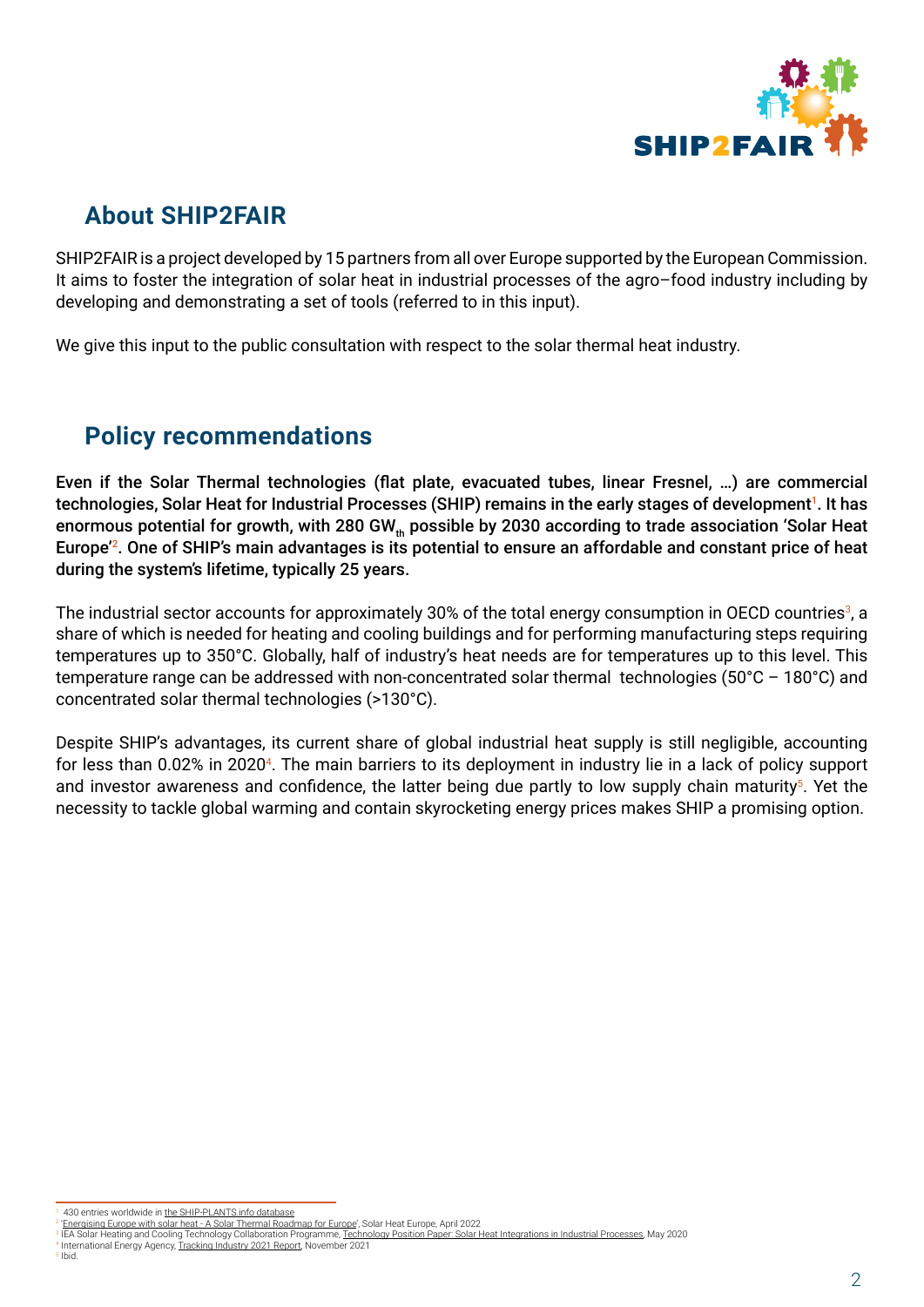## About SHIP2FAIR

SHIP2FAIR is a project developed by 15 partners from all over Europe supported by the European Commission. It aims to foster the integration of solar heat in industrial processes of the agro–food industry including by developing and demonstrating a set of tools (referred to in this input).

We give this input to the public consultation with respect to the solar thermal heat industry.

## Policy recommendations

**Even if the Solar Thermal technologies (flat plate, evacuated tubes, linear Fresnel, …) are commercial technologies, Solar Heat for Industrial Processes (SHIP) remains in the early stages of development[1]. It has enormous potential for growth, with 280 $GW_{th}$ possible by 2030 according to trade association 'Solar Heat Europe'[2]. One of SHIP's main advantages is its potential to ensure an affordable and constant price of heat during the system's lifetime, typically 25 years.**

The industrial sector accounts for approximately 30% of the total energy consumption in OECD countries[3], a share of which is needed for heating and cooling buildings and for performing manufacturing steps requiring temperatures up to 350°C. Globally, half of industry's heat needs are for temperatures up to this level. This temperature range can be addressed with non-concentrated solar thermal technologies (50°C – 180°C) and concentrated solar thermal technologies (>130°C).

Despite SHIP's advantages, its current share of global industrial heat supply is still negligible, accounting for less than 0.02% in 2020[4]. The main barriers to its deployment in industry lie in a lack of policy support and investor awareness and confidence, the latter being due partly to low supply chain maturity[5]. Yet the necessity to tackle global warming and contain skyrocketing energy prices makes SHIP a promising option.

---

[1] 430 entries worldwide in the SHIP-PLANTS.info database

[2] 'Energising Europe with solar heat - A Solar Thermal Roadmap for Europe', Solar Heat Europe, April 2022

[3] IEA Solar Heating and Cooling Technology Collaboration Programme, Technology Position Paper: Solar Heat Integrations in Industrial Processes, May 2020

[4] International Energy Agency, Tracking Industry 2021 Report, November 2021

[5] Ibid.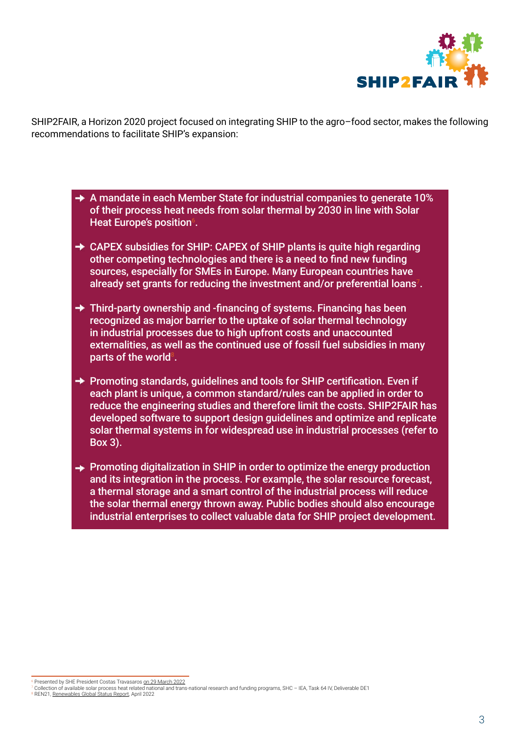SHIP2FAIR, a Horizon 2020 project focused on integrating SHIP to the agro–food sector, makes the following recommendations to facilitate SHIP's expansion:

- A mandate in each Member State for industrial companies to generate 10% of their process heat needs from solar thermal by 2030 in line with Solar Heat Europe's position[6].
- CAPEX subsidies for SHIP: CAPEX of SHIP plants is quite high regarding other competing technologies and there is a need to find new funding sources, especially for SMEs in Europe. Many European countries have already set grants for reducing the investment and/or preferential loans[7].
- Third-party ownership and -financing of systems. Financing has been recognized as major barrier to the uptake of solar thermal technology in industrial processes due to high upfront costs and unaccounted externalities, as well as the continued use of fossil fuel subsidies in many parts of the world[8].
- Promoting standards, guidelines and tools for SHIP certification. Even if each plant is unique, a common standard/rules can be applied in order to reduce the engineering studies and therefore limit the costs. SHIP2FAIR has developed software to support design guidelines and optimize and replicate solar thermal systems in for widespread use in industrial processes (refer to Box 3).
- Promoting digitalization in SHIP in order to optimize the energy production and its integration in the process. For example, the solar resource forecast, a thermal storage and a smart control of the industrial process will reduce the solar thermal energy thrown away. Public bodies should also encourage industrial enterprises to collect valuable data for SHIP project development.

---

[6] Presented by SHE President Costas Travasaros on 29 March 2022

[7] Collection of available solar process heat related national and trans-national research and funding programs, SHC – IEA, Task 64 IV, Deliverable DE1

[8] REN21, Renewables Global Status Report, April 2022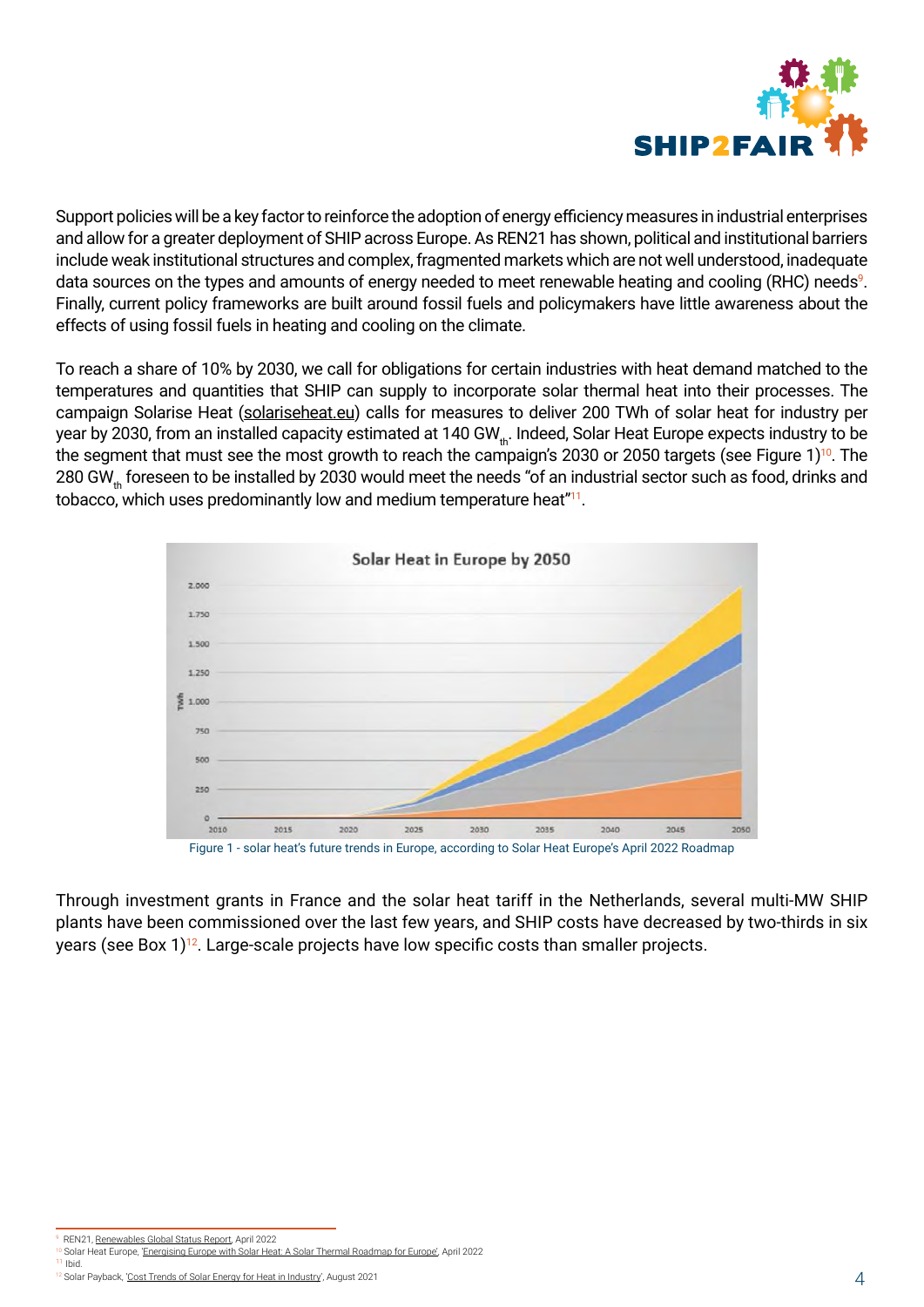Support policies will be a key factor to reinforce the adoption of energy efficiency measures in industrial enterprises and allow for a greater deployment of SHIP across Europe. As REN21 has shown, political and institutional barriers include weak institutional structures and complex, fragmented markets which are not well understood, inadequate data sources on the types and amounts of energy needed to meet renewable heating and cooling (RHC) needs[9]. Finally, current policy frameworks are built around fossil fuels and policymakers have little awareness about the effects of using fossil fuels in heating and cooling on the climate.

To reach a share of 10% by 2030, we call for obligations for certain industries with heat demand matched to the temperatures and quantities that SHIP can supply to incorporate solar thermal heat into their processes. The campaign Solarise Heat (solariseheat.eu) calls for measures to deliver 200 TWh of solar heat for industry per year by 2030, from an installed capacity estimated at 140 $GW_{th}$. Indeed, Solar Heat Europe expects industry to be the segment that must see the most growth to reach the campaign's 2030 or 2050 targets (see Figure 1)[10]. The 280 $GW_{th}$ foreseen to be installed by 2030 would meet the needs "of an industrial sector such as food, drinks and tobacco, which uses predominantly low and medium temperature heat"[11].

Figure 1 - solar heat's future trends in Europe, according to Solar Heat Europe's April 2022 Roadmap

Through investment grants in France and the solar heat tariff in the Netherlands, several multi-MW SHIP plants have been commissioned over the last few years, and SHIP costs have decreased by two-thirds in six years (see Box 1)[12]. Large-scale projects have low specific costs than smaller projects.

---

[9] REN21, Renewables Global Status Report, April 2022
[10] Solar Heat Europe, 'Energising Europe with Solar Heat: A Solar Thermal Roadmap for Europe', April 2022
[11] Ibid.
[12] Solar Payback, 'Cost Trends of Solar Energy for Heat in Industry', August 2021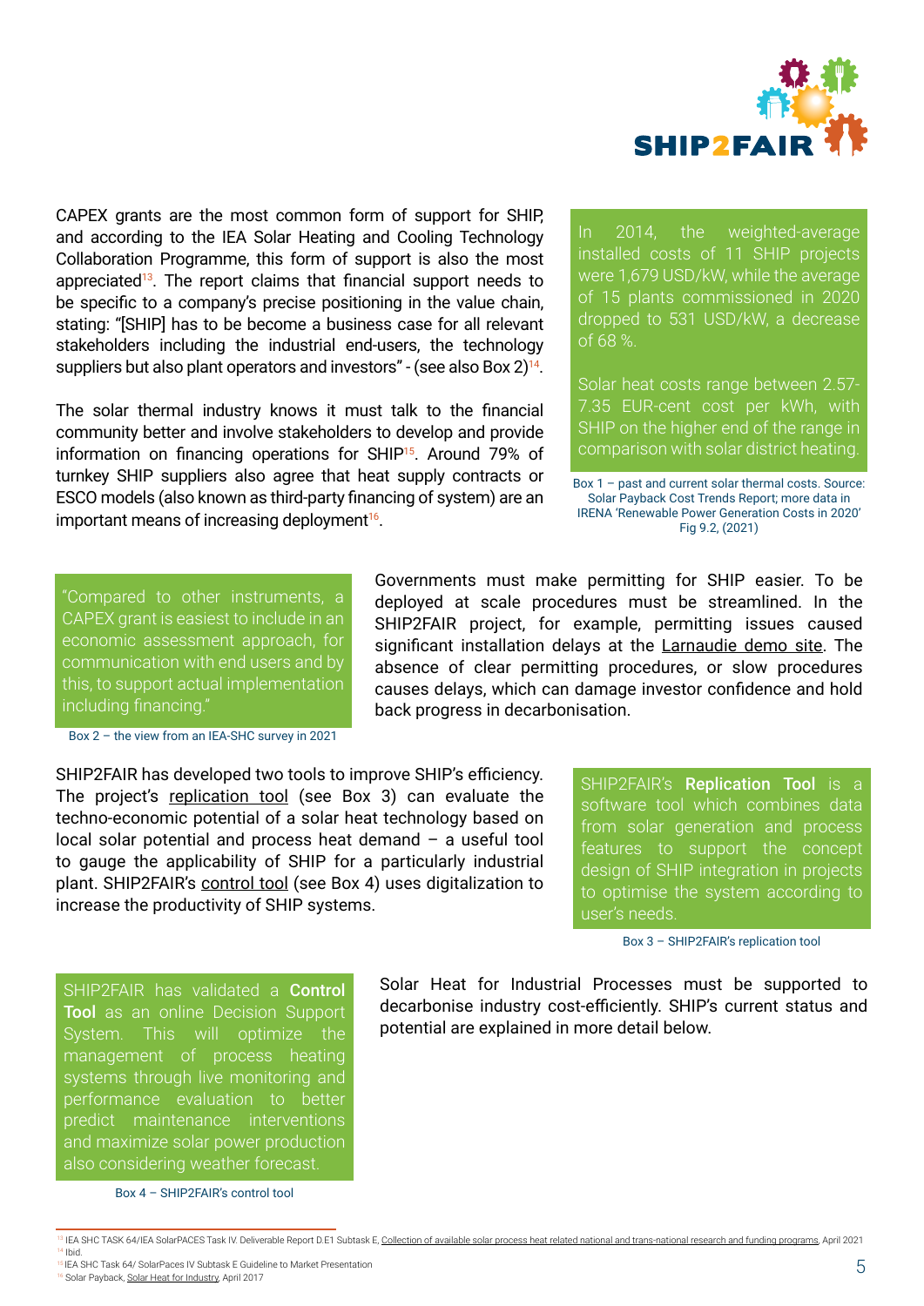CAPEX grants are the most common form of support for SHIP, and according to the IEA Solar Heating and Cooling Technology Collaboration Programme, this form of support is also the most appreciated[13]. The report claims that financial support needs to be specific to a company's precise positioning in the value chain, stating: "[SHIP] has to be become a business case for all relevant stakeholders including the industrial end-users, the technology suppliers but also plant operators and investors" - (see also Box 2)[14].

The solar thermal industry knows it must talk to the financial community better and involve stakeholders to develop and provide information on financing operations for SHIP[15]. Around 79% of turnkey SHIP suppliers also agree that heat supply contracts or ESCO models (also known as third-party financing of system) are an important means of increasing deployment[16].

In 2014, the weighted-average installed costs of 11 SHIP projects were 1,679 USD/kW, while the average of 15 plants commissioned in 2020 dropped to 531 USD/kW, a decrease of 68 %.

Solar heat costs range between 2.57-7.35 EUR-cent cost per kWh, with SHIP on the higher end of the range in comparison with solar district heating.

Box 1 – past and current solar thermal costs. Source: Solar Payback Cost Trends Report; more data in IRENA 'Renewable Power Generation Costs in 2020' Fig 9.2, (2021)

"Compared to other instruments, a CAPEX grant is easiest to include in an economic assessment approach, for communication with end users and by this, to support actual implementation including financing."

Box 2 – the view from an IEA-SHC survey in 2021

Governments must make permitting for SHIP easier. To be deployed at scale procedures must be streamlined. In the SHIP2FAIR project, for example, permitting issues caused significant installation delays at the Larnaudie demo site. The absence of clear permitting procedures, or slow procedures causes delays, which can damage investor confidence and hold back progress in decarbonisation.

SHIP2FAIR has developed two tools to improve SHIP's efficiency. The project's replication tool (see Box 3) can evaluate the techno-economic potential of a solar heat technology based on local solar potential and process heat demand – a useful tool to gauge the applicability of SHIP for a particularly industrial plant. SHIP2FAIR's control tool (see Box 4) uses digitalization to increase the productivity of SHIP systems.

SHIP2FAIR's **Replication Tool** is a software tool which combines data from solar generation and process features to support the concept design of SHIP integration in projects to optimise the system according to user's needs.

Box 3 – SHIP2FAIR's replication tool

SHIP2FAIR has validated a **Control Tool** as an online Decision Support System. This will optimize the management of process heating systems through live monitoring and performance evaluation to better predict maintenance interventions and maximize solar power production also considering weather forecast.

Box 4 – SHIP2FAIR's control tool

Solar Heat for Industrial Processes must be supported to decarbonise industry cost-efficiently. SHIP's current status and potential are explained in more detail below.

---

[13] IEA SHC TASK 64/IEA SolarPACES Task IV. Deliverable Report D.E1 Subtask E, Collection of available solar process heat related national and trans-national research and funding programs, April 2021

[14] Ibid.

[15] IEA SHC Task 64/ SolarPaces IV Subtask E Guideline to Market Presentation

[16] Solar Payback, Solar Heat for Industry, April 2017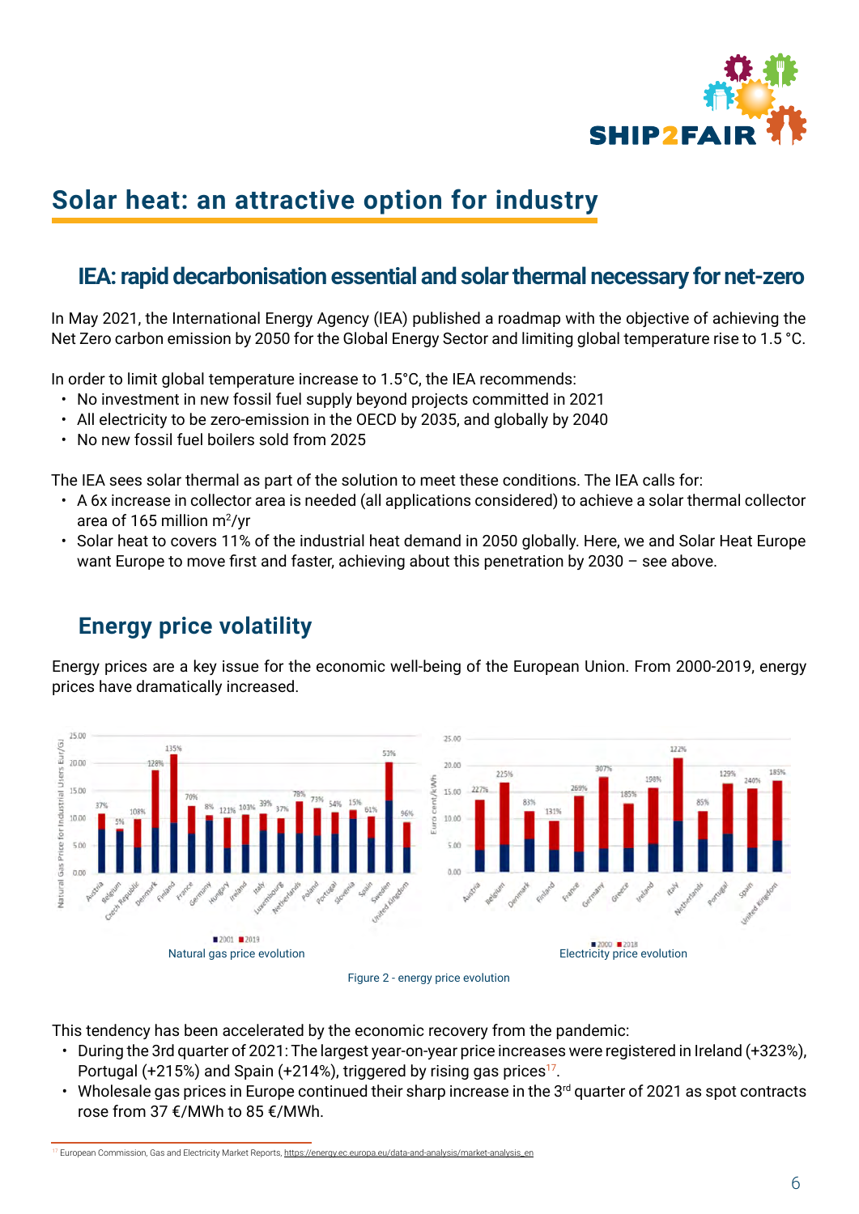# Solar heat: an attractive option for industry

## IEA: rapid decarbonisation essential and solar thermal necessary for net-zero

In May 2021, the International Energy Agency (IEA) published a roadmap with the objective of achieving the Net Zero carbon emission by 2050 for the Global Energy Sector and limiting global temperature rise to 1.5 °C.

In order to limit global temperature increase to 1.5°C, the IEA recommends:

- No investment in new fossil fuel supply beyond projects committed in 2021
- All electricity to be zero-emission in the OECD by 2035, and globally by 2040
- No new fossil fuel boilers sold from 2025

The IEA sees solar thermal as part of the solution to meet these conditions. The IEA calls for:

- A 6x increase in collector area is needed (all applications considered) to achieve a solar thermal collector area of 165 million m$^2$/yr
- Solar heat to covers 11% of the industrial heat demand in 2050 globally. Here, we and Solar Heat Europe want Europe to move first and faster, achieving about this penetration by 2030 – see above.

## Energy price volatility

Energy prices are a key issue for the economic well-being of the European Union. From 2000-2019, energy prices have dramatically increased.

Natural gas price evolution

Electricity price evolution

Figure 2 - energy price evolution

This tendency has been accelerated by the economic recovery from the pandemic:

- During the 3rd quarter of 2021: The largest year-on-year price increases were registered in Ireland (+323%), Portugal (+215%) and Spain (+214%), triggered by rising gas prices[17].
- Wholesale gas prices in Europe continued their sharp increase in the 3rd quarter of 2021 as spot contracts rose from 37 €/MWh to 85 €/MWh.

[17] European Commission, Gas and Electricity Market Reports, https://energy.ec.europa.eu/data-and-analysis/market-analysis_en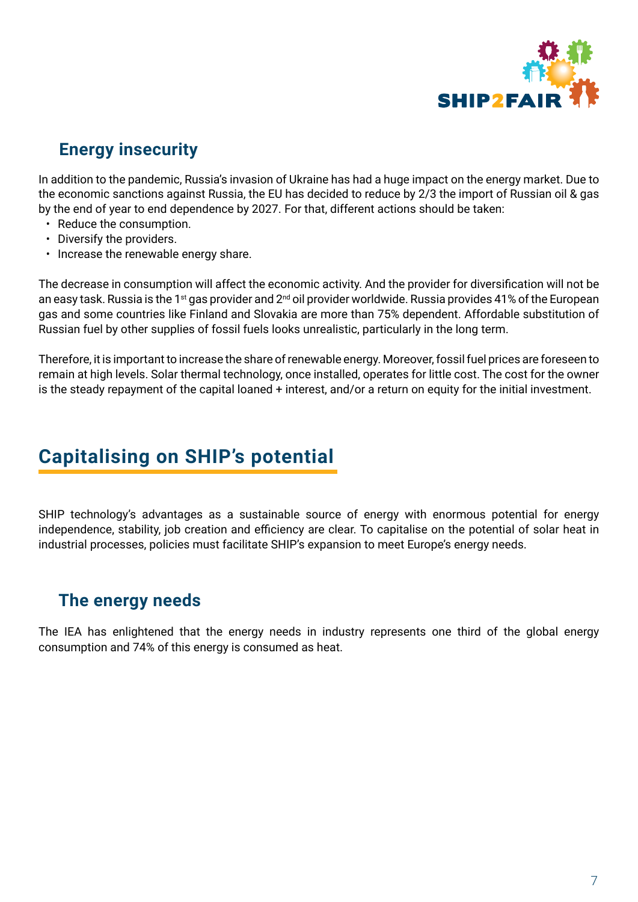### Energy insecurity

In addition to the pandemic, Russia's invasion of Ukraine has had a huge impact on the energy market. Due to the economic sanctions against Russia, the EU has decided to reduce by 2/3 the import of Russian oil & gas by the end of year to end dependence by 2027. For that, different actions should be taken:

- Reduce the consumption.
- Diversify the providers.
- Increase the renewable energy share.

The decrease in consumption will affect the economic activity. And the provider for diversification will not be an easy task. Russia is the 1st gas provider and 2nd oil provider worldwide. Russia provides 41% of the European gas and some countries like Finland and Slovakia are more than 75% dependent. Affordable substitution of Russian fuel by other supplies of fossil fuels looks unrealistic, particularly in the long term.

Therefore, it is important to increase the share of renewable energy. Moreover, fossil fuel prices are foreseen to remain at high levels. Solar thermal technology, once installed, operates for little cost. The cost for the owner is the steady repayment of the capital loaned + interest, and/or a return on equity for the initial investment.

## Capitalising on SHIP's potential

SHIP technology's advantages as a sustainable source of energy with enormous potential for energy independence, stability, job creation and efficiency are clear. To capitalise on the potential of solar heat in industrial processes, policies must facilitate SHIP's expansion to meet Europe's energy needs.

### The energy needs

The IEA has enlightened that the energy needs in industry represents one third of the global energy consumption and 74% of this energy is consumed as heat.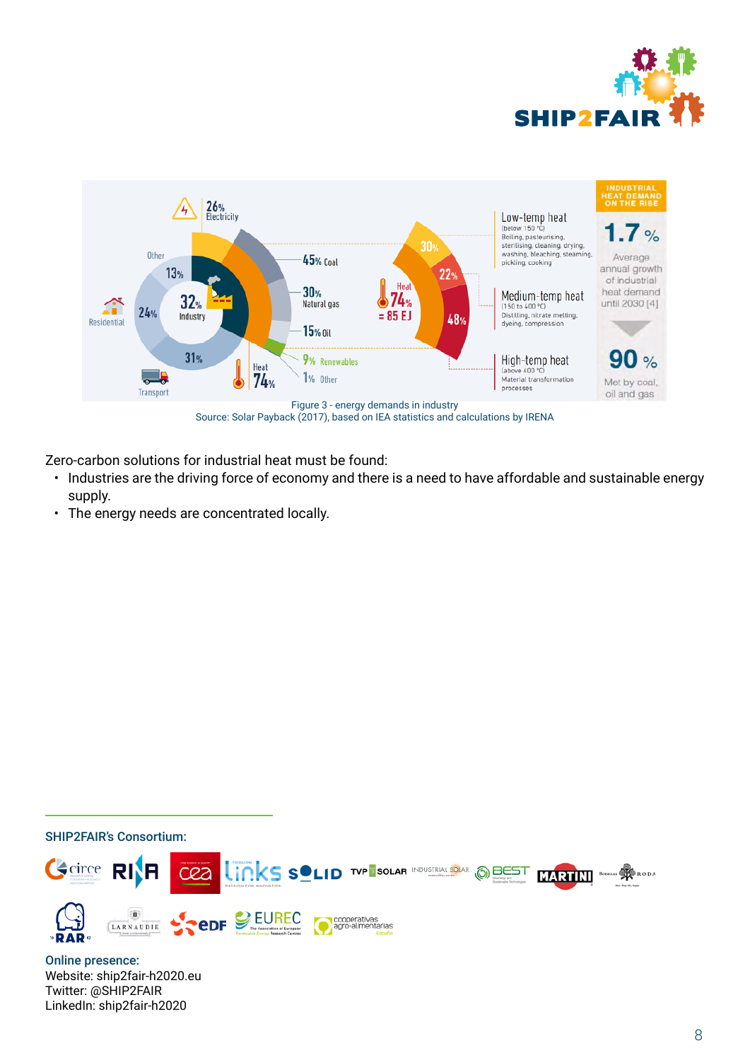26% Electricity

Other 13%

Residential 24%

32% Industry

31%

Transport

45% Coal

30% Natural gas

15% Oil

9% Renewables

1% Other

Heat 74%

Heat 74% = 85 EJ

30%

22%

48%

Low-temp heat (below 150 °C) Boiling, pasteurising, sterilising, cleaning, drying, washing, bleaching, steaming, pickling, cooking

Medium-temp heat (150 to 400 °C) Distilling, nitrate melting, dyeing, compression

High-temp heat (above 400 °C) Material transformation processes

INDUSTRIAL HEAT DEMAND ON THE RISE

1.7 % Average annual growth of industrial heat demand until 2030 [4]

90 % Met by coal, oil and gas

Figure 3 - energy demands in industry
Source: Solar Payback (2017), based on IEA statistics and calculations by IRENA

Zero-carbon solutions for industrial heat must be found:

- Industries are the driving force of economy and there is a need to have affordable and sustainable energy supply.
- The energy needs are concentrated locally.

**SHIP2FAIR's Consortium:**

**Online presence:**
Website: ship2fair-h2020.eu
Twitter: @SHIP2FAIR
LinkedIn: ship2fair-h2020